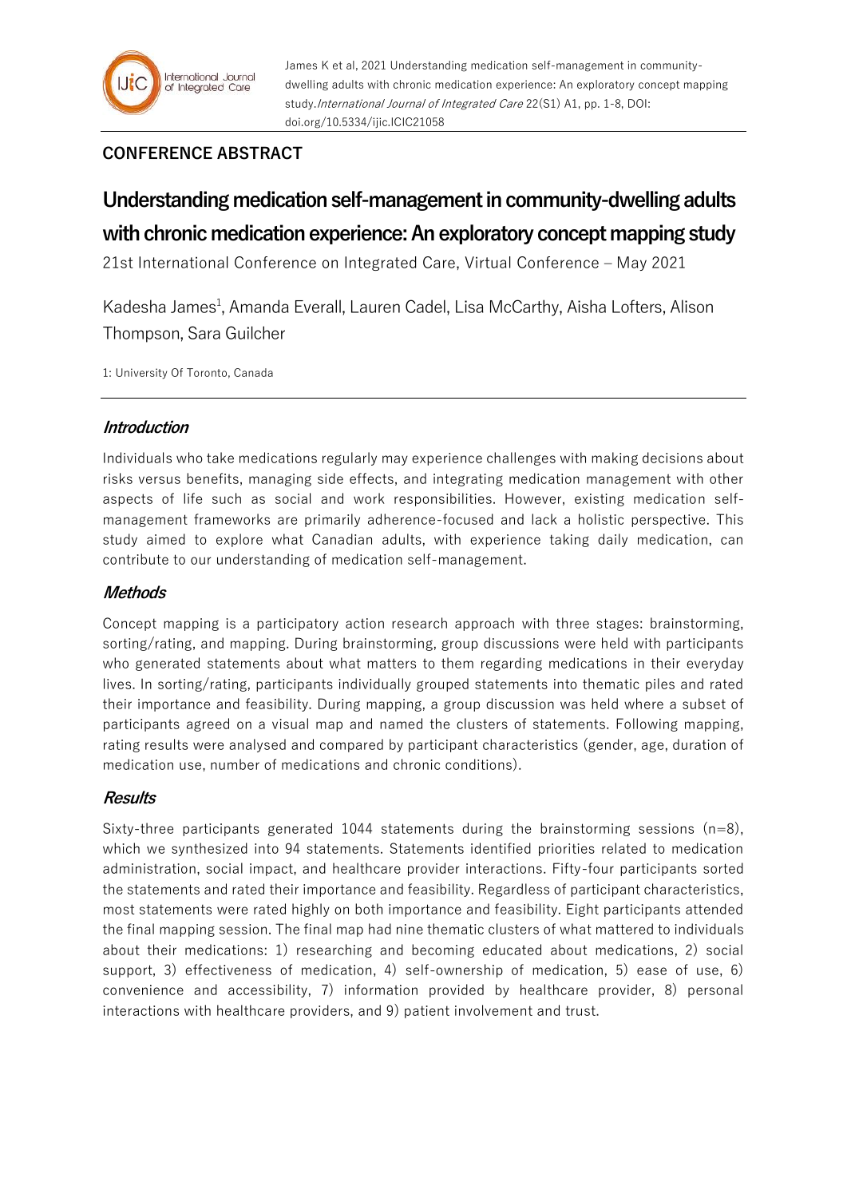## CONFERENCE ABSTRACT

# Understanding medication self-management in community-dwelling adults with chronic medication experience: An exploratory concept mapping study

21st International Conference on Integrated Care, Virtual Conference – May 2021

Kadesha James[1], Amanda Everall, Lauren Cadel, Lisa McCarthy, Aisha Lofters, Alison Thompson, Sara Guilcher

1: University Of Toronto, Canada

### *Introduction*

Individuals who take medications regularly may experience challenges with making decisions about risks versus benefits, managing side effects, and integrating medication management with other aspects of life such as social and work responsibilities. However, existing medication self-management frameworks are primarily adherence-focused and lack a holistic perspective. This study aimed to explore what Canadian adults, with experience taking daily medication, can contribute to our understanding of medication self-management.

### *Methods*

Concept mapping is a participatory action research approach with three stages: brainstorming, sorting/rating, and mapping. During brainstorming, group discussions were held with participants who generated statements about what matters to them regarding medications in their everyday lives. In sorting/rating, participants individually grouped statements into thematic piles and rated their importance and feasibility. During mapping, a group discussion was held where a subset of participants agreed on a visual map and named the clusters of statements. Following mapping, rating results were analysed and compared by participant characteristics (gender, age, duration of medication use, number of medications and chronic conditions).

### *Results*

Sixty-three participants generated 1044 statements during the brainstorming sessions (n=8), which we synthesized into 94 statements. Statements identified priorities related to medication administration, social impact, and healthcare provider interactions. Fifty-four participants sorted the statements and rated their importance and feasibility. Regardless of participant characteristics, most statements were rated highly on both importance and feasibility. Eight participants attended the final mapping session. The final map had nine thematic clusters of what mattered to individuals about their medications: 1) researching and becoming educated about medications, 2) social support, 3) effectiveness of medication, 4) self-ownership of medication, 5) ease of use, 6) convenience and accessibility, 7) information provided by healthcare provider, 8) personal interactions with healthcare providers, and 9) patient involvement and trust.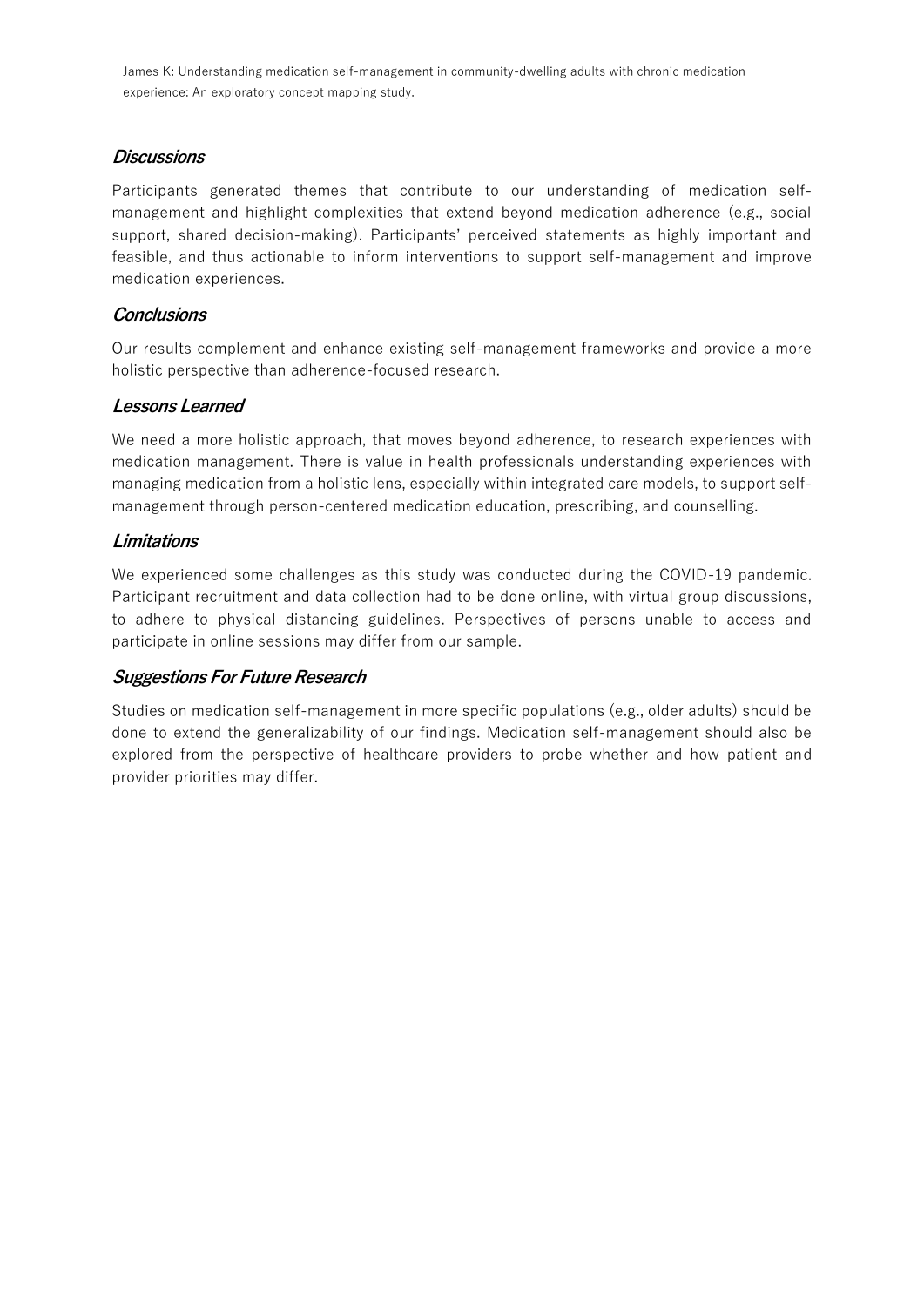### *Discussions*

Participants generated themes that contribute to our understanding of medication self-management and highlight complexities that extend beyond medication adherence (e.g., social support, shared decision-making). Participants' perceived statements as highly important and feasible, and thus actionable to inform interventions to support self-management and improve medication experiences.

### *Conclusions*

Our results complement and enhance existing self-management frameworks and provide a more holistic perspective than adherence-focused research.

### *Lessons Learned*

We need a more holistic approach, that moves beyond adherence, to research experiences with medication management. There is value in health professionals understanding experiences with managing medication from a holistic lens, especially within integrated care models, to support self-management through person-centered medication education, prescribing, and counselling.

### *Limitations*

We experienced some challenges as this study was conducted during the COVID-19 pandemic. Participant recruitment and data collection had to be done online, with virtual group discussions, to adhere to physical distancing guidelines. Perspectives of persons unable to access and participate in online sessions may differ from our sample.

### *Suggestions For Future Research*

Studies on medication self-management in more specific populations (e.g., older adults) should be done to extend the generalizability of our findings. Medication self-management should also be explored from the perspective of healthcare providers to probe whether and how patient and provider priorities may differ.